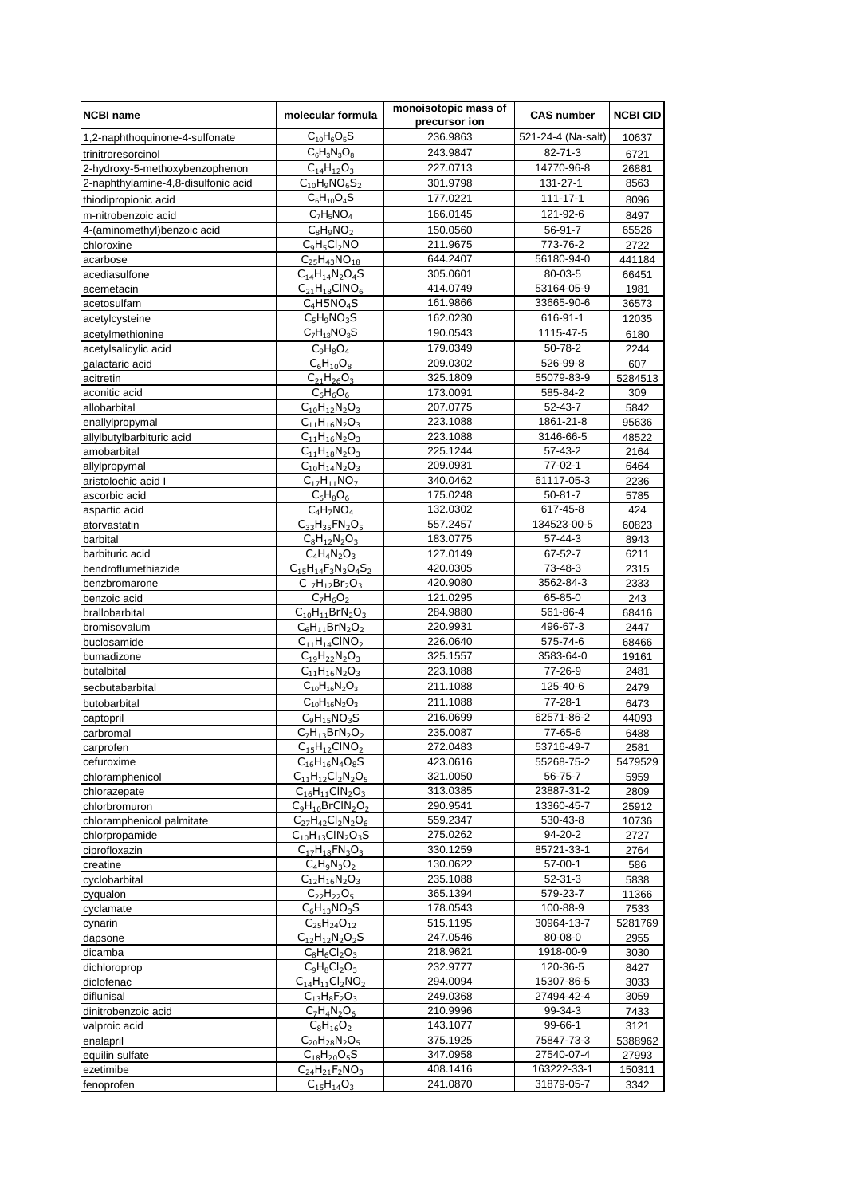| NCBI name | molecular formula | monoisotopic mass of precursor ion | CAS number | NCBI CID |
|---|---|---|---|---|
| 1,2-naphthoquinone-4-sulfonate | $C_{10}H_6O_5S$ | 236.9863 | 521-24-4 (Na-salt) | 10637 |
| trinitroresorcinol | $C_6H_3N_3O_8$ | 243.9847 | 82-71-3 | 6721 |
| 2-hydroxy-5-methoxybenzophenon | $C_{14}H_{12}O_3$ | 227.0713 | 14770-96-8 | 26881 |
| 2-naphthylamine-4,8-disulfonic acid | $C_{10}H_9NO_6S_2$ | 301.9798 | 131-27-1 | 8563 |
| thiodipropionic acid | $C_6H_{10}O_4S$ | 177.0221 | 111-17-1 | 8096 |
| m-nitrobenzoic acid | $C_7H_5NO_4$ | 166.0145 | 121-92-6 | 8497 |
| 4-(aminomethyl)benzoic acid | $C_8H_9NO_2$ | 150.0560 | 56-91-7 | 65526 |
| chloroxine | $C_9H_5Cl_2NO$ | 211.9675 | 773-76-2 | 2722 |
| acarbose | $C_{25}H_{43}NO_{18}$ | 644.2407 | 56180-94-0 | 441184 |
| acediasulfone | $C_{14}H_{14}N_2O_4S$ | 305.0601 | 80-03-5 | 66451 |
| acemetacin | $C_{21}H_{18}ClNO_6$ | 414.0749 | 53164-05-9 | 1981 |
| acetosulfam | $C_4H5NO_4S$ | 161.9866 | 33665-90-6 | 36573 |
| acetylcysteine | $C_5H_9NO_3S$ | 162.0230 | 616-91-1 | 12035 |
| acetylmethionine | $C_7H_{13}NO_3S$ | 190.0543 | 1115-47-5 | 6180 |
| acetylsalicylic acid | $C_9H_8O_4$ | 179.0349 | 50-78-2 | 2244 |
| galactaric acid | $C_6H_{10}O_8$ | 209.0302 | 526-99-8 | 607 |
| acitretin | $C_{21}H_{26}O_3$ | 325.1809 | 55079-83-9 | 5284513 |
| aconitic acid | $C_6H_6O_6$ | 173.0091 | 585-84-2 | 309 |
| allobarbital | $C_{10}H_{12}N_2O_3$ | 207.0775 | 52-43-7 | 5842 |
| enallylpropymal | $C_{11}H_{16}N_2O_3$ | 223.1088 | 1861-21-8 | 95636 |
| allylbutylbarbituric acid | $C_{11}H_{16}N_2O_3$ | 223.1088 | 3146-66-5 | 48522 |
| amobarbital | $C_{11}H_{18}N_2O_3$ | 225.1244 | 57-43-2 | 2164 |
| allylpropymal | $C_{10}H_{14}N_2O_3$ | 209.0931 | 77-02-1 | 6464 |
| aristolochic acid I | $C_{17}H_{11}NO_7$ | 340.0462 | 61117-05-3 | 2236 |
| ascorbic acid | $C_6H_8O_6$ | 175.0248 | 50-81-7 | 5785 |
| aspartic acid | $C_4H_7NO_4$ | 132.0302 | 617-45-8 | 424 |
| atorvastatin | $C_{33}H_{35}FN_2O_5$ | 557.2457 | 134523-00-5 | 60823 |
| barbital | $C_8H_{12}N_2O_3$ | 183.0775 | 57-44-3 | 8943 |
| barbituric acid | $C_4H_4N_2O_3$ | 127.0149 | 67-52-7 | 6211 |
| bendroflumethiazide | $C_{15}H_{14}F_3N_3O_4S_2$ | 420.0305 | 73-48-3 | 2315 |
| benzbromarone | $C_{17}H_{12}Br_2O_3$ | 420.9080 | 3562-84-3 | 2333 |
| benzoic acid | $C_7H_6O_2$ | 121.0295 | 65-85-0 | 243 |
| brallobarbital | $C_{10}H_{11}BrN_2O_3$ | 284.9880 | 561-86-4 | 68416 |
| bromisovalum | $C_6H_{11}BrN_2O_2$ | 220.9931 | 496-67-3 | 2447 |
| buclosamide | $C_{11}H_{14}ClNO_2$ | 226.0640 | 575-74-6 | 68466 |
| bumadizone | $C_{19}H_{22}N_2O_3$ | 325.1557 | 3583-64-0 | 19161 |
| butalbital | $C_{11}H_{16}N_2O_3$ | 223.1088 | 77-26-9 | 2481 |
| secbutabarbital | $C_{10}H_{16}N_2O_3$ | 211.1088 | 125-40-6 | 2479 |
| butobarbital | $C_{10}H_{16}N_2O_3$ | 211.1088 | 77-28-1 | 6473 |
| captopril | $C_9H_{15}NO_3S$ | 216.0699 | 62571-86-2 | 44093 |
| carbromal | $C_7H_{13}BrN_2O_2$ | 235.0087 | 77-65-6 | 6488 |
| carprofen | $C_{15}H_{12}ClNO_2$ | 272.0483 | 53716-49-7 | 2581 |
| cefuroxime | $C_{16}H_{16}N_4O_8S$ | 423.0616 | 55268-75-2 | 5479529 |
| chloramphenicol | $C_{11}H_{12}Cl_2N_2O_5$ | 321.0050 | 56-75-7 | 5959 |
| chlorazepate | $C_{16}H_{11}ClN_2O_3$ | 313.0385 | 23887-31-2 | 2809 |
| chlorbromuron | $C_9H_{10}BrClN_2O_2$ | 290.9541 | 13360-45-7 | 25912 |
| chloramphenicol palmitate | $C_{27}H_{42}Cl_2N_2O_6$ | 559.2347 | 530-43-8 | 10736 |
| chlorpropamide | $C_{10}H_{13}ClN_2O_3S$ | 275.0262 | 94-20-2 | 2727 |
| ciprofloxazin | $C_{17}H_{18}FN_3O_3$ | 330.1259 | 85721-33-1 | 2764 |
| creatine | $C_4H_9N_3O_2$ | 130.0622 | 57-00-1 | 586 |
| cyclobarbital | $C_{12}H_{16}N_2O_3$ | 235.1088 | 52-31-3 | 5838 |
| cyqualon | $C_{22}H_{22}O_5$ | 365.1394 | 579-23-7 | 11366 |
| cyclamate | $C_6H_{13}NO_3S$ | 178.0543 | 100-88-9 | 7533 |
| cynarin | $C_{25}H_{24}O_{12}$ | 515.1195 | 30964-13-7 | 5281769 |
| dapsone | $C_{12}H_{12}N_2O_2S$ | 247.0546 | 80-08-0 | 2955 |
| dicamba | $C_8H_6Cl_2O_3$ | 218.9621 | 1918-00-9 | 3030 |
| dichloroprop | $C_9H_8Cl_2O_3$ | 232.9777 | 120-36-5 | 8427 |
| diclofenac | $C_{14}H_{11}Cl_2NO_2$ | 294.0094 | 15307-86-5 | 3033 |
| diflunisal | $C_{13}H_8F_2O_3$ | 249.0368 | 27494-42-4 | 3059 |
| dinitrobenzoic acid | $C_7H_4N_2O_6$ | 210.9996 | 99-34-3 | 7433 |
| valproic acid | $C_8H_{16}O_2$ | 143.1077 | 99-66-1 | 3121 |
| enalapril | $C_{20}H_{28}N_2O_5$ | 375.1925 | 75847-73-3 | 5388962 |
| equilin sulfate | $C_{18}H_{20}O_5S$ | 347.0958 | 27540-07-4 | 27993 |
| ezetimibe | $C_{24}H_{21}F_2NO_3$ | 408.1416 | 163222-33-1 | 150311 |
| fenoprofen | $C_{15}H_{14}O_3$ | 241.0870 | 31879-05-7 | 3342 |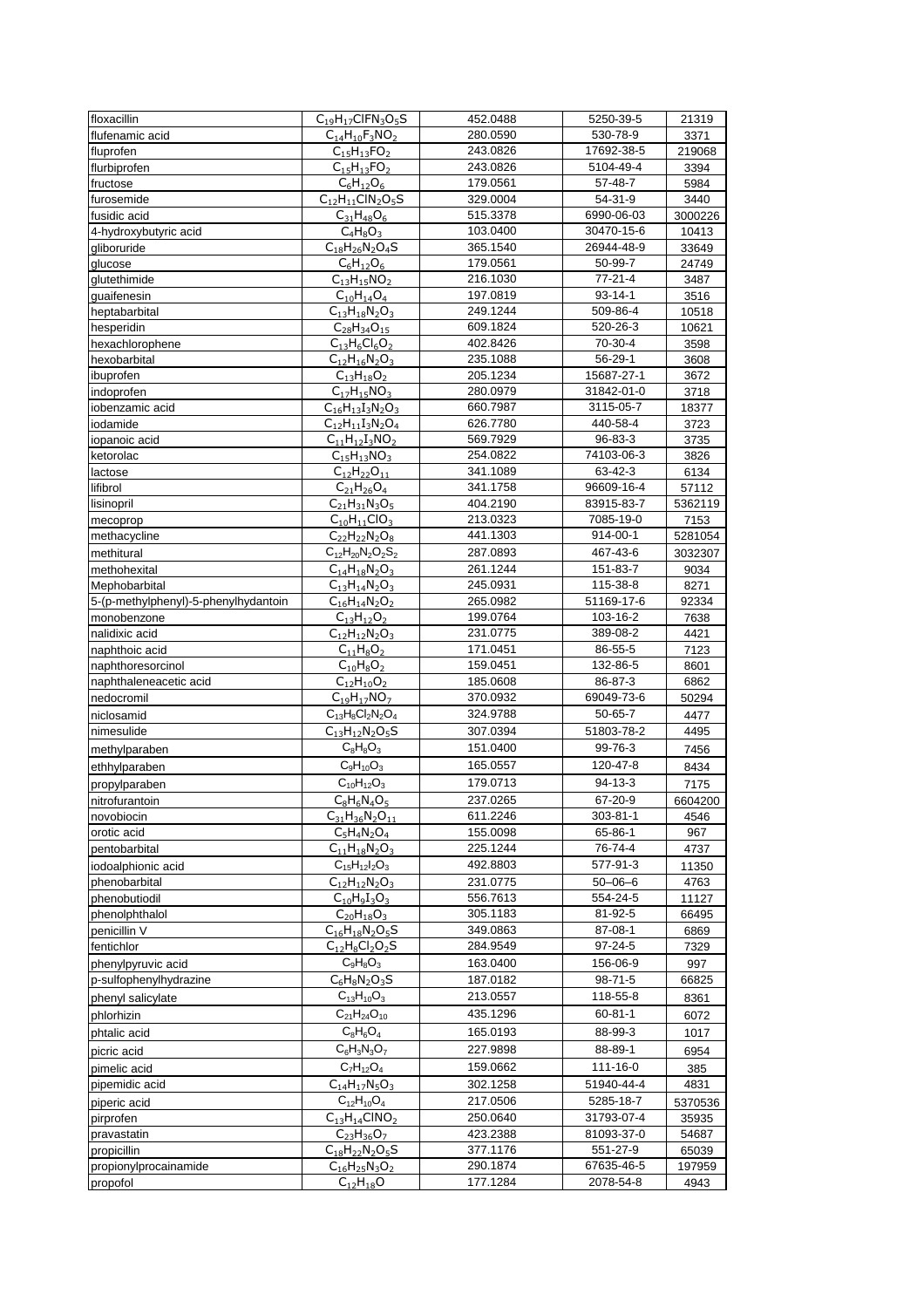| floxacillin | $C_{19}H_{17}ClFN_3O_5S$ | 452.0488 | 5250-39-5 | 21319 |
|---|---|---|---|---|
| flufenamic acid | $C_{14}H_{10}F_3NO_2$ | 280.0590 | 530-78-9 | 3371 |
| fluprofen | $C_{15}H_{13}FO_2$ | 243.0826 | 17692-38-5 | 219068 |
| flurbiprofen | $C_{15}H_{13}FO_2$ | 243.0826 | 5104-49-4 | 3394 |
| fructose | $C_6H_{12}O_6$ | 179.0561 | 57-48-7 | 5984 |
| furosemide | $C_{12}H_{11}ClN_2O_5S$ | 329.0004 | 54-31-9 | 3440 |
| fusidic acid | $C_{31}H_{48}O_6$ | 515.3378 | 6990-06-03 | 3000226 |
| 4-hydroxybutyric acid | $C_4H_8O_3$ | 103.0400 | 30470-15-6 | 10413 |
| gliboruride | $C_{18}H_{26}N_2O_4S$ | 365.1540 | 26944-48-9 | 33649 |
| glucose | $C_6H_{12}O_6$ | 179.0561 | 50-99-7 | 24749 |
| glutethimide | $C_{13}H_{15}NO_2$ | 216.1030 | 77-21-4 | 3487 |
| guaifenesin | $C_{10}H_{14}O_4$ | 197.0819 | 93-14-1 | 3516 |
| heptabarbital | $C_{13}H_{18}N_2O_3$ | 249.1244 | 509-86-4 | 10518 |
| hesperidin | $C_{28}H_{34}O_{15}$ | 609.1824 | 520-26-3 | 10621 |
| hexachlorophene | $C_{13}H_6Cl_6O_2$ | 402.8426 | 70-30-4 | 3598 |
| hexobarbital | $C_{12}H_{16}N_2O_3$ | 235.1088 | 56-29-1 | 3608 |
| ibuprofen | $C_{13}H_{18}O_2$ | 205.1234 | 15687-27-1 | 3672 |
| indoprofen | $C_{17}H_{15}NO_3$ | 280.0979 | 31842-01-0 | 3718 |
| iobenzamic acid | $C_{16}H_{13}I_3N_2O_3$ | 660.7987 | 3115-05-7 | 18377 |
| iodamide | $C_{12}H_{11}I_3N_2O_4$ | 626.7780 | 440-58-4 | 3723 |
| iopanoic acid | $C_{11}H_{12}I_3NO_2$ | 569.7929 | 96-83-3 | 3735 |
| ketorolac | $C_{15}H_{13}NO_3$ | 254.0822 | 74103-06-3 | 3826 |
| lactose | $C_{12}H_{22}O_{11}$ | 341.1089 | 63-42-3 | 6134 |
| lifibrol | $C_{21}H_{26}O_4$ | 341.1758 | 96609-16-4 | 57112 |
| lisinopril | $C_{21}H_{31}N_3O_5$ | 404.2190 | 83915-83-7 | 5362119 |
| mecoprop | $C_{10}H_{11}ClO_3$ | 213.0323 | 7085-19-0 | 7153 |
| methacycline | $C_{22}H_{22}N_2O_8$ | 441.1303 | 914-00-1 | 5281054 |
| methitural | $C_{12}H_{20}N_2O_2S_2$ | 287.0893 | 467-43-6 | 3032307 |
| methohexital | $C_{14}H_{18}N_2O_3$ | 261.1244 | 151-83-7 | 9034 |
| Mephobarbital | $C_{13}H_{14}N_2O_3$ | 245.0931 | 115-38-8 | 8271 |
| 5-(p-methylphenyl)-5-phenylhydantoin | $C_{16}H_{14}N_2O_2$ | 265.0982 | 51169-17-6 | 92334 |
| monobenzone | $C_{13}H_{12}O_2$ | 199.0764 | 103-16-2 | 7638 |
| nalidixic acid | $C_{12}H_{12}N_2O_3$ | 231.0775 | 389-08-2 | 4421 |
| naphthoic acid | $C_{11}H_8O_2$ | 171.0451 | 86-55-5 | 7123 |
| naphthoresorcinol | $C_{10}H_8O_2$ | 159.0451 | 132-86-5 | 8601 |
| naphthaleneacetic acid | $C_{12}H_{10}O_2$ | 185.0608 | 86-87-3 | 6862 |
| nedocromil | $C_{19}H_{17}NO_7$ | 370.0932 | 69049-73-6 | 50294 |
| niclosamid | $C_{13}H_8Cl_2N_2O_4$ | 324.9788 | 50-65-7 | 4477 |
| nimesulide | $C_{13}H_{12}N_2O_5S$ | 307.0394 | 51803-78-2 | 4495 |
| methylparaben | $C_8H_8O_3$ | 151.0400 | 99-76-3 | 7456 |
| ethhylparaben | $C_9H_{10}O_3$ | 165.0557 | 120-47-8 | 8434 |
| propylparaben | $C_{10}H_{12}O_3$ | 179.0713 | 94-13-3 | 7175 |
| nitrofurantoin | $C_8H_6N_4O_5$ | 237.0265 | 67-20-9 | 6604200 |
| novobiocin | $C_{31}H_{36}N_2O_{11}$ | 611.2246 | 303-81-1 | 4546 |
| orotic acid | $C_5H_4N_2O_4$ | 155.0098 | 65-86-1 | 967 |
| pentobarbital | $C_{11}H_{18}N_2O_3$ | 225.1244 | 76-74-4 | 4737 |
| iodoalphionic acid | $C_{15}H_{12}I_2O_3$ | 492.8803 | 577-91-3 | 11350 |
| phenobarbital | $C_{12}H_{12}N_2O_3$ | 231.0775 | 50–06–6 | 4763 |
| phenobutiodil | $C_{10}H_9I_3O_3$ | 556.7613 | 554-24-5 | 11127 |
| phenolphthalol | $C_{20}H_{18}O_3$ | 305.1183 | 81-92-5 | 66495 |
| penicillin V | $C_{16}H_{18}N_2O_5S$ | 349.0863 | 87-08-1 | 6869 |
| fentichlor | $C_{12}H_8Cl_2O_2S$ | 284.9549 | 97-24-5 | 7329 |
| phenylpyruvic acid | $C_9H_8O_3$ | 163.0400 | 156-06-9 | 997 |
| p-sulfophenylhydrazine | $C_6H_8N_2O_3S$ | 187.0182 | 98-71-5 | 66825 |
| phenyl salicylate | $C_{13}H_{10}O_3$ | 213.0557 | 118-55-8 | 8361 |
| phlorhizin | $C_{21}H_{24}O_{10}$ | 435.1296 | 60-81-1 | 6072 |
| phtalic acid | $C_8H_6O_4$ | 165.0193 | 88-99-3 | 1017 |
| picric acid | $C_6H_3N_3O_7$ | 227.9898 | 88-89-1 | 6954 |
| pimelic acid | $C_7H_{12}O_4$ | 159.0662 | 111-16-0 | 385 |
| pipemidic acid | $C_{14}H_{17}N_5O_3$ | 302.1258 | 51940-44-4 | 4831 |
| piperic acid | $C_{12}H_{10}O_4$ | 217.0506 | 5285-18-7 | 5370536 |
| pirprofen | $C_{13}H_{14}ClNO_2$ | 250.0640 | 31793-07-4 | 35935 |
| pravastatin | $C_{23}H_{36}O_7$ | 423.2388 | 81093-37-0 | 54687 |
| propicillin | $C_{18}H_{22}N_2O_5S$ | 377.1176 | 551-27-9 | 65039 |
| propionylprocainamide | $C_{16}H_{25}N_3O_2$ | 290.1874 | 67635-46-5 | 197959 |
| propofol | $C_{12}H_{18}O$ | 177.1284 | 2078-54-8 | 4943 |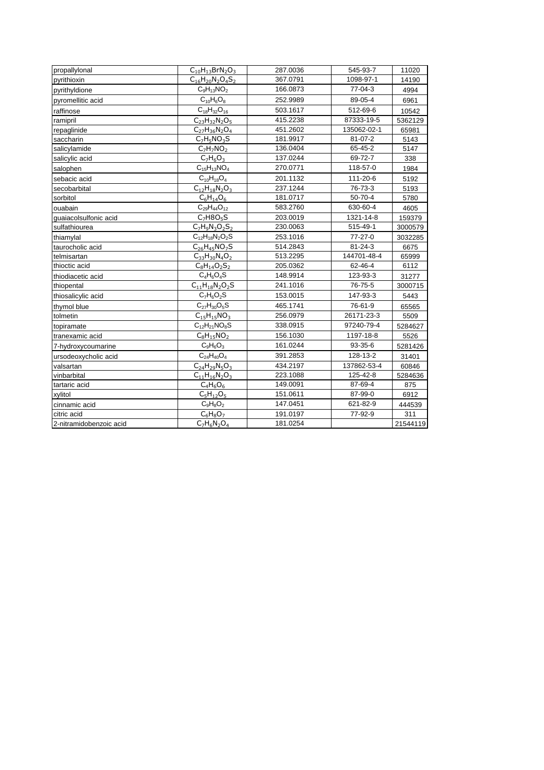| | | | | |
|---|---|---|---|---|
| propallylonal | $C_{10}H_{13}BrN_2O_3$ | 287.0036 | 545-93-7 | 11020 |
| pyrithioxin | $C_{16}H_{20}N_2O_4S_2$ | 367.0791 | 1098-97-1 | 14190 |
| pyrithyldione | $C_9H_{13}NO_2$ | 166.0873 | 77-04-3 | 4994 |
| pyromellitic acid | $C_{10}H_6O_8$ | 252.9989 | 89-05-4 | 6961 |
| raffinose | $C_{18}H_{32}O_{16}$ | 503.1617 | 512-69-6 | 10542 |
| ramipril | $C_{23}H_{32}N_2O_5$ | 415.2238 | 87333-19-5 | 5362129 |
| repaglinide | $C_{27}H_{36}N_2O_4$ | 451.2602 | 135062-02-1 | 65981 |
| saccharin | $C_7H_5NO_3S$ | 181.9917 | 81-07-2 | 5143 |
| salicylamide | $C_7H_7NO_2$ | 136.0404 | 65-45-2 | 5147 |
| salicylic acid | $C_7H_6O_3$ | 137.0244 | 69-72-7 | 338 |
| salophen | $C_{15}H_{13}NO_4$ | 270.0771 | 118-57-0 | 1984 |
| sebacic acid | $C_{10}H_{18}O_4$ | 201.1132 | 111-20-6 | 5192 |
| secobarbital | $C_{12}H_{18}N_2O_3$ | 237.1244 | 76-73-3 | 5193 |
| sorbitol | $C_6H_{14}O_6$ | 181.0717 | 50-70-4 | 5780 |
| ouabain | $C_{29}H_{44}O_{12}$ | 583.2760 | 630-60-4 | 4605 |
| guaiacolsulfonic acid | $C_7H8O_5S$ | 203.0019 | 1321-14-8 | 159379 |
| sulfathiourea | $C_7H_9N_3O_2S_2$ | 230.0063 | 515-49-1 | 3000579 |
| thiamylal | $C_{12}H_{18}N_2O_2S$ | 253.1016 | 77-27-0 | 3032285 |
| taurocholic acid | $C_{26}H_{45}NO_7S$ | 514.2843 | 81-24-3 | 6675 |
| telmisartan | $C_{33}H_{30}N_4O_2$ | 513.2295 | 144701-48-4 | 65999 |
| thioctic acid | $C_8H_{14}O_2S_2$ | 205.0362 | 62-46-4 | 6112 |
| thiodiacetic acid | $C_4H_6O_4S$ | 148.9914 | 123-93-3 | 31277 |
| thiopental | $C_{11}H_{18}N_2O_2S$ | 241.1016 | 76-75-5 | 3000715 |
| thiosalicylic acid | $C_7H_6O_2S$ | 153.0015 | 147-93-3 | 5443 |
| thymol blue | $C_{27}H_{30}O_5S$ | 465.1741 | 76-61-9 | 65565 |
| tolmetin | $C_{15}H_{15}NO_3$ | 256.0979 | 26171-23-3 | 5509 |
| topiramate | $C_{12}H_{21}NO_8S$ | 338.0915 | 97240-79-4 | 5284627 |
| tranexamic acid | $C_8H_{15}NO_2$ | 156.1030 | 1197-18-8 | 5526 |
| 7-hydroxycoumarine | $C_9H_6O_3$ | 161.0244 | 93-35-6 | 5281426 |
| ursodeoxycholic acid | $C_{24}H_{40}O_4$ | 391.2853 | 128-13-2 | 31401 |
| valsartan | $C_{24}H_{29}N_5O_3$ | 434.2197 | 137862-53-4 | 60846 |
| vinbarbital | $C_{11}H_{16}N_2O_3$ | 223.1088 | 125-42-8 | 5284636 |
| tartaric acid | $C_4H_6O_6$ | 149.0091 | 87-69-4 | 875 |
| xylitol | $C_5H_{12}O_5$ | 151.0611 | 87-99-0 | 6912 |
| cinnamic acid | $C_9H_8O_2$ | 147.0451 | 621-82-9 | 444539 |
| citric acid | $C_6H_8O_7$ | 191.0197 | 77-92-9 | 311 |
| 2-nitramidobenzoic acid | $C_7H_6N_2O_4$ | 181.0254 | | 21544119 |